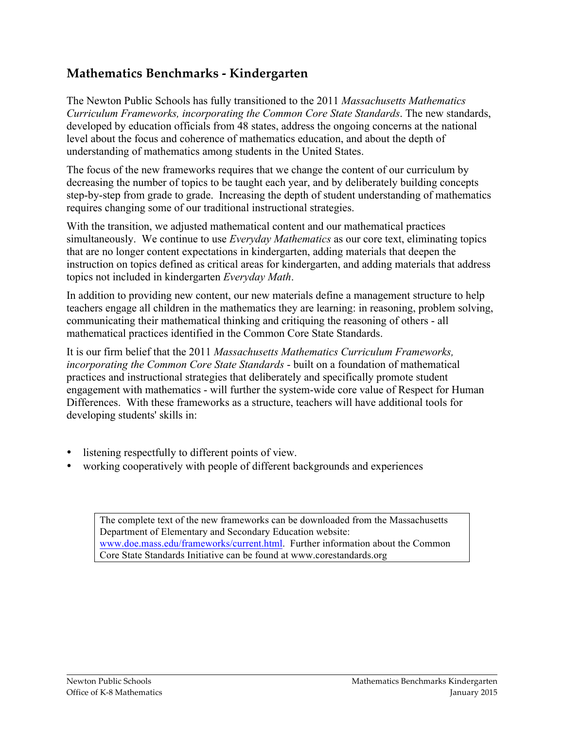## Mathematics Benchmarks - Kindergarten

The Newton Public Schools has fully transitioned to the 2011 *Massachusetts Mathematics Curriculum Frameworks, incorporating the Common Core State Standards*. The new standards, developed by education officials from 48 states, address the ongoing concerns at the national level about the focus and coherence of mathematics education, and about the depth of understanding of mathematics among students in the United States.

The focus of the new frameworks requires that we change the content of our curriculum by decreasing the number of topics to be taught each year, and by deliberately building concepts step-by-step from grade to grade. Increasing the depth of student understanding of mathematics requires changing some of our traditional instructional strategies.

With the transition, we adjusted mathematical content and our mathematical practices simultaneously. We continue to use *Everyday Mathematics* as our core text, eliminating topics that are no longer content expectations in kindergarten, adding materials that deepen the instruction on topics defined as critical areas for kindergarten, and adding materials that address topics not included in kindergarten *Everyday Math*.

In addition to providing new content, our new materials define a management structure to help teachers engage all children in the mathematics they are learning: in reasoning, problem solving, communicating their mathematical thinking and critiquing the reasoning of others - all mathematical practices identified in the Common Core State Standards.

It is our firm belief that the 2011 *Massachusetts Mathematics Curriculum Frameworks, incorporating the Common Core State Standards* - built on a foundation of mathematical practices and instructional strategies that deliberately and specifically promote student engagement with mathematics - will further the system-wide core value of Respect for Human Differences. With these frameworks as a structure, teachers will have additional tools for developing students' skills in:

- listening respectfully to different points of view.
- working cooperatively with people of different backgrounds and experiences

The complete text of the new frameworks can be downloaded from the Massachusetts Department of Elementary and Secondary Education website: www.doe.mass.edu/frameworks/current.html. Further information about the Common Core State Standards Initiative can be found at www.corestandards.org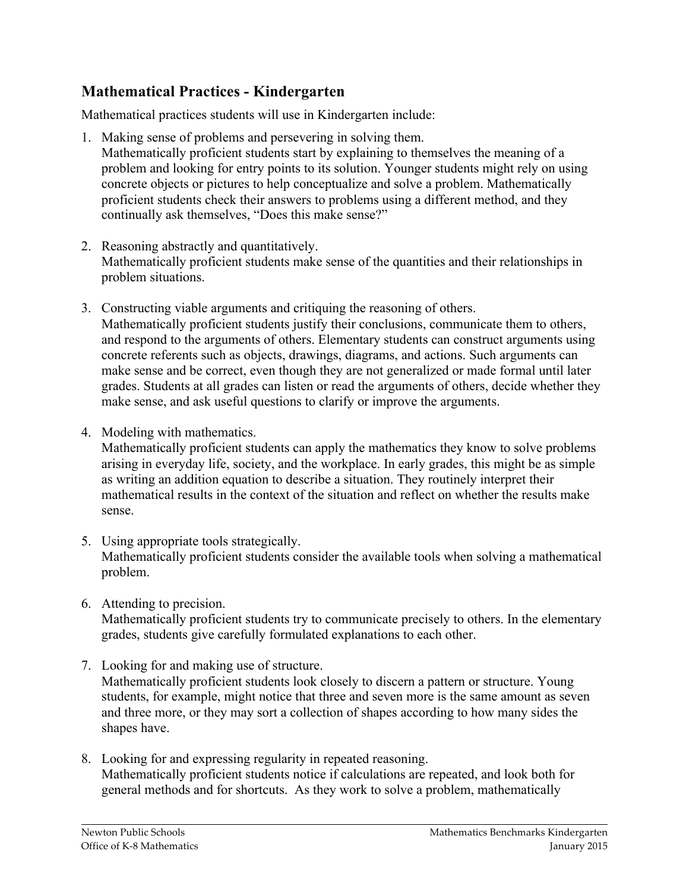## Mathematical Practices - Kindergarten

Mathematical practices students will use in Kindergarten include:

1. Making sense of problems and persevering in solving them.
   Mathematically proficient students start by explaining to themselves the meaning of a problem and looking for entry points to its solution. Younger students might rely on using concrete objects or pictures to help conceptualize and solve a problem. Mathematically proficient students check their answers to problems using a different method, and they continually ask themselves, "Does this make sense?"

2. Reasoning abstractly and quantitatively.
   Mathematically proficient students make sense of the quantities and their relationships in problem situations.

3. Constructing viable arguments and critiquing the reasoning of others.
   Mathematically proficient students justify their conclusions, communicate them to others, and respond to the arguments of others. Elementary students can construct arguments using concrete referents such as objects, drawings, diagrams, and actions. Such arguments can make sense and be correct, even though they are not generalized or made formal until later grades. Students at all grades can listen or read the arguments of others, decide whether they make sense, and ask useful questions to clarify or improve the arguments.

4. Modeling with mathematics.
   Mathematically proficient students can apply the mathematics they know to solve problems arising in everyday life, society, and the workplace. In early grades, this might be as simple as writing an addition equation to describe a situation. They routinely interpret their mathematical results in the context of the situation and reflect on whether the results make sense.

5. Using appropriate tools strategically.
   Mathematically proficient students consider the available tools when solving a mathematical problem.

6. Attending to precision.
   Mathematically proficient students try to communicate precisely to others. In the elementary grades, students give carefully formulated explanations to each other.

7. Looking for and making use of structure.
   Mathematically proficient students look closely to discern a pattern or structure. Young students, for example, might notice that three and seven more is the same amount as seven and three more, or they may sort a collection of shapes according to how many sides the shapes have.

8. Looking for and expressing regularity in repeated reasoning.
   Mathematically proficient students notice if calculations are repeated, and look both for general methods and for shortcuts. As they work to solve a problem, mathematically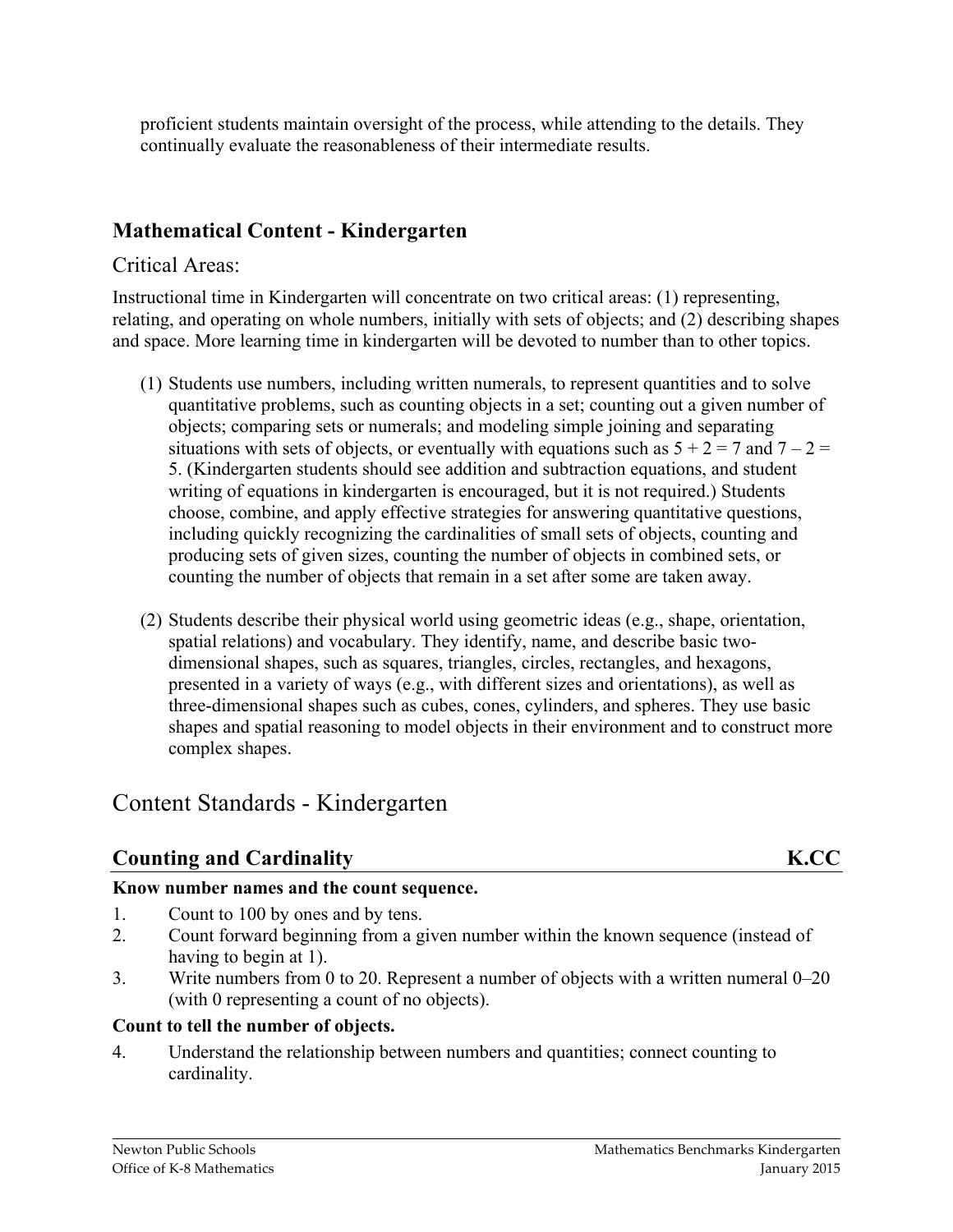proficient students maintain oversight of the process, while attending to the details. They continually evaluate the reasonableness of their intermediate results.

## Mathematical Content - Kindergarten

### Critical Areas:

Instructional time in Kindergarten will concentrate on two critical areas: (1) representing, relating, and operating on whole numbers, initially with sets of objects; and (2) describing shapes and space. More learning time in kindergarten will be devoted to number than to other topics.

(1) Students use numbers, including written numerals, to represent quantities and to solve quantitative problems, such as counting objects in a set; counting out a given number of objects; comparing sets or numerals; and modeling simple joining and separating situations with sets of objects, or eventually with equations such as $5 + 2 = 7$ and $7 – 2 = 5$. (Kindergarten students should see addition and subtraction equations, and student writing of equations in kindergarten is encouraged, but it is not required.) Students choose, combine, and apply effective strategies for answering quantitative questions, including quickly recognizing the cardinalities of small sets of objects, counting and producing sets of given sizes, counting the number of objects in combined sets, or counting the number of objects that remain in a set after some are taken away.

(2) Students describe their physical world using geometric ideas (e.g., shape, orientation, spatial relations) and vocabulary. They identify, name, and describe basic two-dimensional shapes, such as squares, triangles, circles, rectangles, and hexagons, presented in a variety of ways (e.g., with different sizes and orientations), as well as three-dimensional shapes such as cubes, cones, cylinders, and spheres. They use basic shapes and spatial reasoning to model objects in their environment and to construct more complex shapes.

## Content Standards - Kindergarten

### Counting and Cardinality — K.CC

**Know number names and the count sequence.**

1. Count to 100 by ones and by tens.
2. Count forward beginning from a given number within the known sequence (instead of having to begin at 1).
3. Write numbers from 0 to 20. Represent a number of objects with a written numeral 0–20 (with 0 representing a count of no objects).

**Count to tell the number of objects.**

4. Understand the relationship between numbers and quantities; connect counting to cardinality.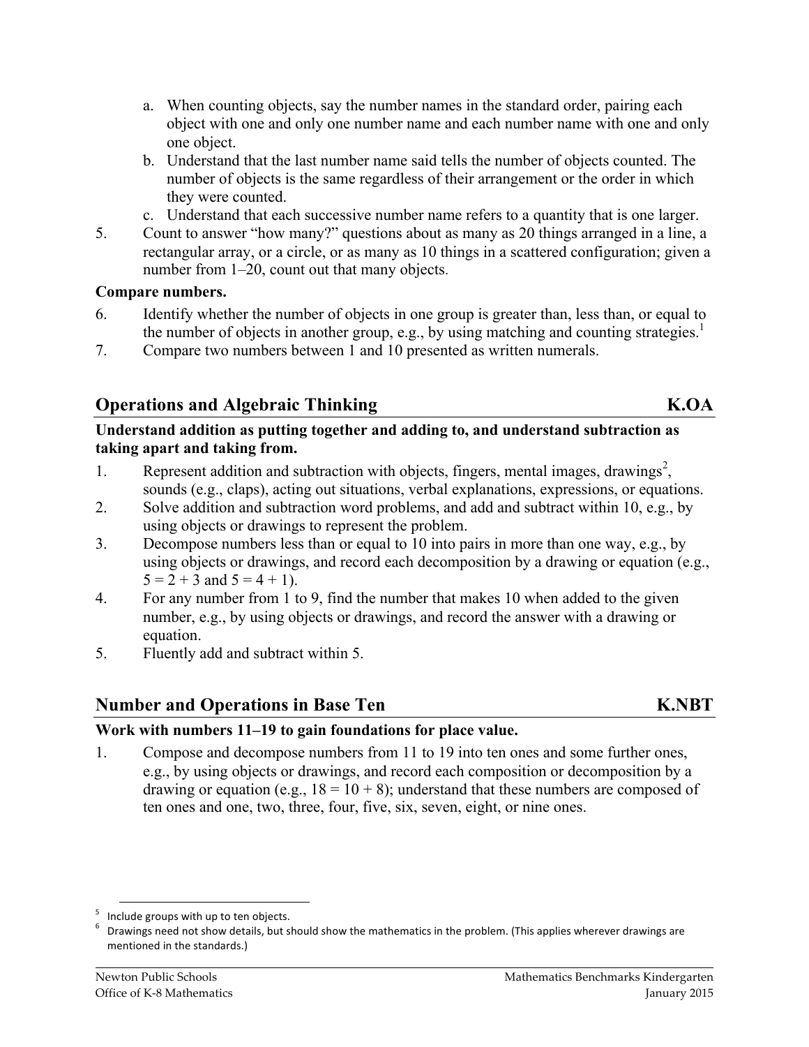a. When counting objects, say the number names in the standard order, pairing each object with one and only one number name and each number name with one and only one object.
b. Understand that the last number name said tells the number of objects counted. The number of objects is the same regardless of their arrangement or the order in which they were counted.
c. Understand that each successive number name refers to a quantity that is one larger.

5. Count to answer "how many?" questions about as many as 20 things arranged in a line, a rectangular array, or a circle, or as many as 10 things in a scattered configuration; given a number from 1–20, count out that many objects.

**Compare numbers.**

6. Identify whether the number of objects in one group is greater than, less than, or equal to the number of objects in another group, e.g., by using matching and counting strategies.[1]
7. Compare two numbers between 1 and 10 presented as written numerals.

## Operations and Algebraic Thinking K.OA

**Understand addition as putting together and adding to, and understand subtraction as taking apart and taking from.**

1. Represent addition and subtraction with objects, fingers, mental images, drawings[2], sounds (e.g., claps), acting out situations, verbal explanations, expressions, or equations.
2. Solve addition and subtraction word problems, and add and subtract within 10, e.g., by using objects or drawings to represent the problem.
3. Decompose numbers less than or equal to 10 into pairs in more than one way, e.g., by using objects or drawings, and record each decomposition by a drawing or equation (e.g., $5 = 2 + 3$ and $5 = 4 + 1$).
4. For any number from 1 to 9, find the number that makes 10 when added to the given number, e.g., by using objects or drawings, and record the answer with a drawing or equation.
5. Fluently add and subtract within 5.

## Number and Operations in Base Ten K.NBT

**Work with numbers 11–19 to gain foundations for place value.**

1. Compose and decompose numbers from 11 to 19 into ten ones and some further ones, e.g., by using objects or drawings, and record each composition or decomposition by a drawing or equation (e.g., $18 = 10 + 8$); understand that these numbers are composed of ten ones and one, two, three, four, five, six, seven, eight, or nine ones.

---

[5] Include groups with up to ten objects.

[6] Drawings need not show details, but should show the mathematics in the problem. (This applies wherever drawings are mentioned in the standards.)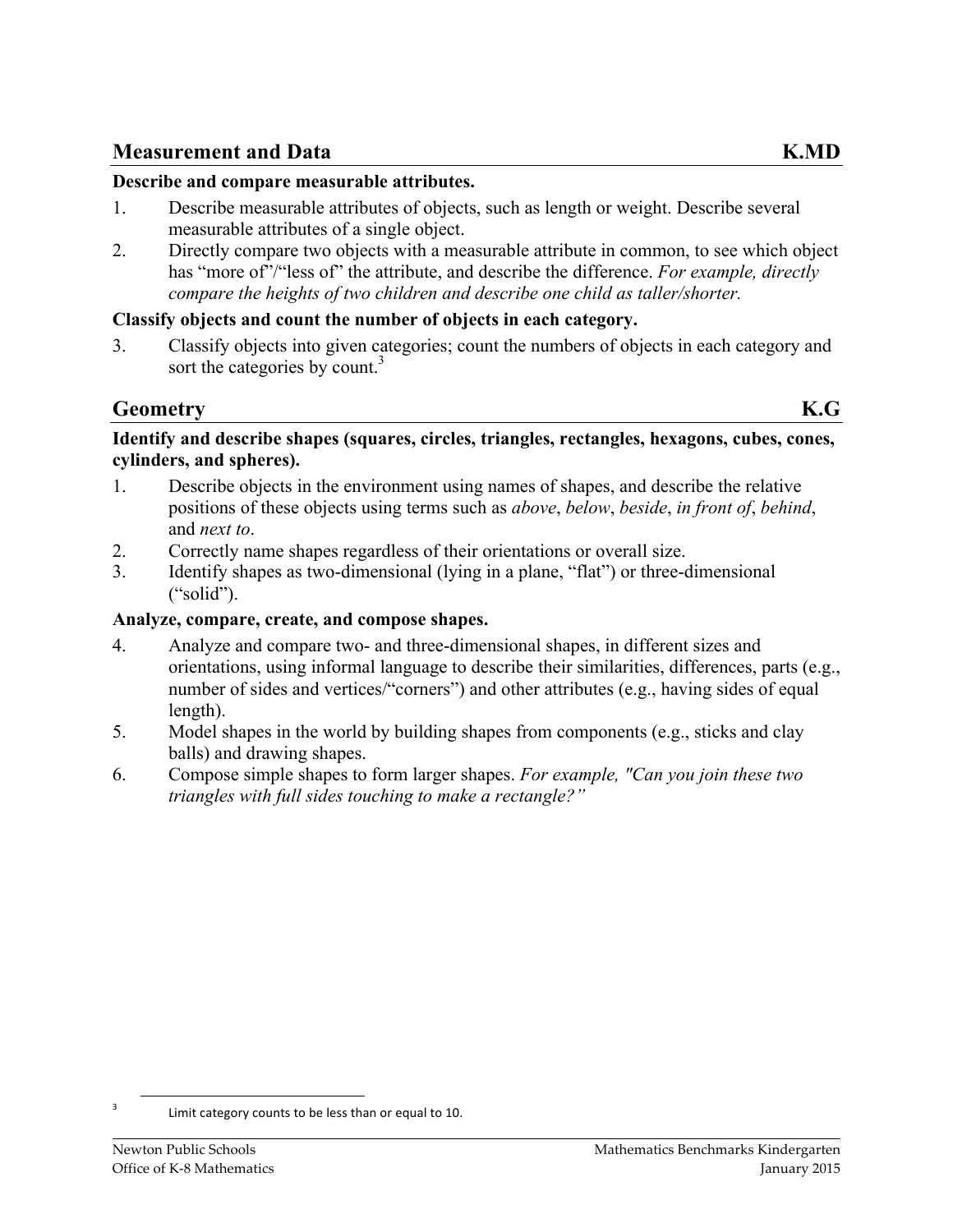## Measurement and Data K.MD

**Describe and compare measurable attributes.**

1. Describe measurable attributes of objects, such as length or weight. Describe several measurable attributes of a single object.
2. Directly compare two objects with a measurable attribute in common, to see which object has "more of"/"less of" the attribute, and describe the difference. *For example, directly compare the heights of two children and describe one child as taller/shorter.*

**Classify objects and count the number of objects in each category.**

3. Classify objects into given categories; count the numbers of objects in each category and sort the categories by count.[3]

## Geometry K.G

**Identify and describe shapes (squares, circles, triangles, rectangles, hexagons, cubes, cones, cylinders, and spheres).**

1. Describe objects in the environment using names of shapes, and describe the relative positions of these objects using terms such as *above*, *below*, *beside*, *in front of*, *behind*, and *next to*.
2. Correctly name shapes regardless of their orientations or overall size.
3. Identify shapes as two-dimensional (lying in a plane, "flat") or three-dimensional ("solid").

**Analyze, compare, create, and compose shapes.**

4. Analyze and compare two- and three-dimensional shapes, in different sizes and orientations, using informal language to describe their similarities, differences, parts (e.g., number of sides and vertices/"corners") and other attributes (e.g., having sides of equal length).
5. Model shapes in the world by building shapes from components (e.g., sticks and clay balls) and drawing shapes.
6. Compose simple shapes to form larger shapes. *For example, "Can you join these two triangles with full sides touching to make a rectangle?"*

---

[3] Limit category counts to be less than or equal to 10.